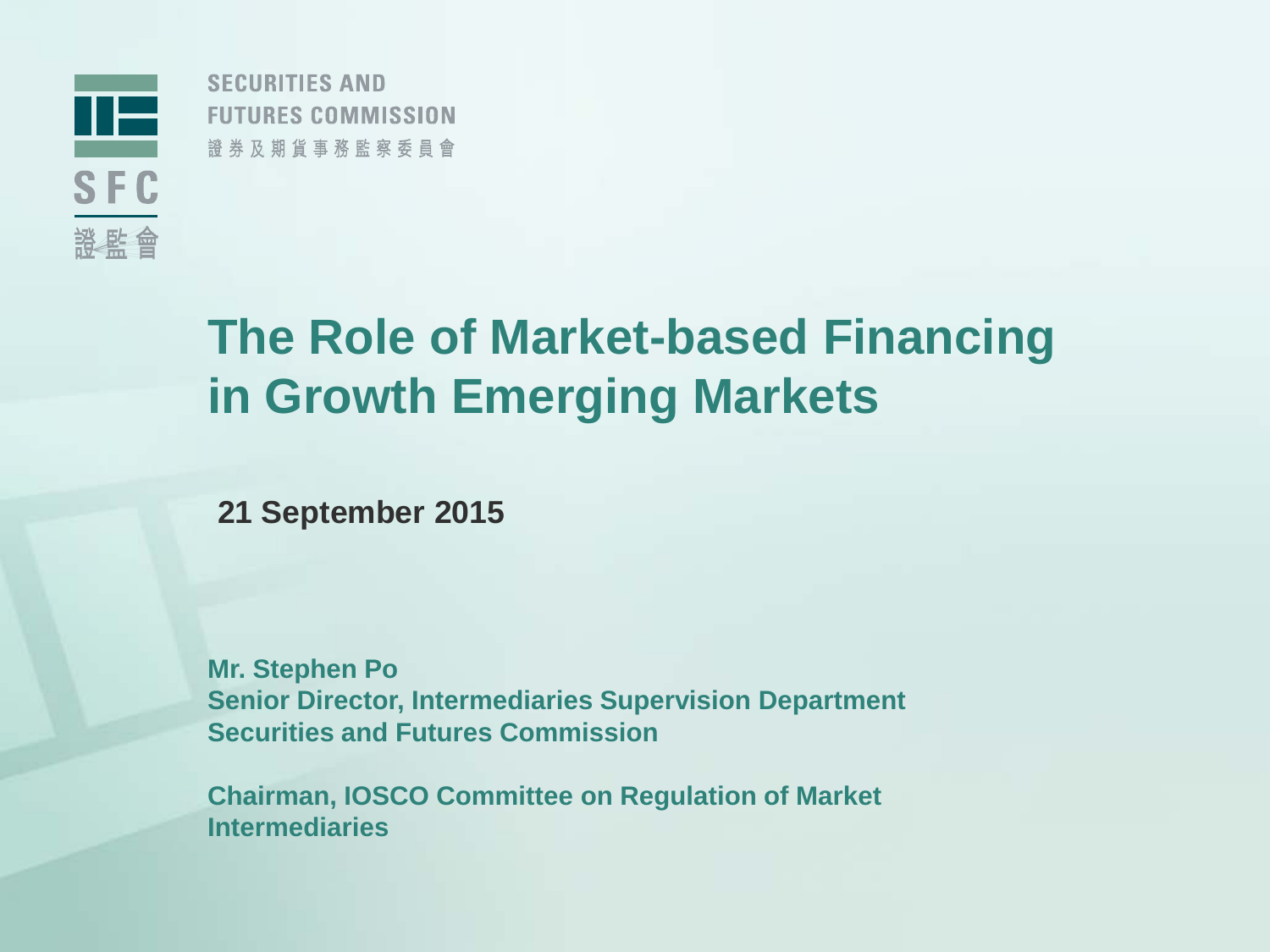SECURITIES AND
FUTURES COMMISSION
證券及期貨事務監察委員會

SFC
證監會

# The Role of Market-based Financing in Growth Emerging Markets

**21 September 2015**

**Mr. Stephen Po**
**Senior Director, Intermediaries Supervision Department**
**Securities and Futures Commission**

**Chairman, IOSCO Committee on Regulation of Market Intermediaries**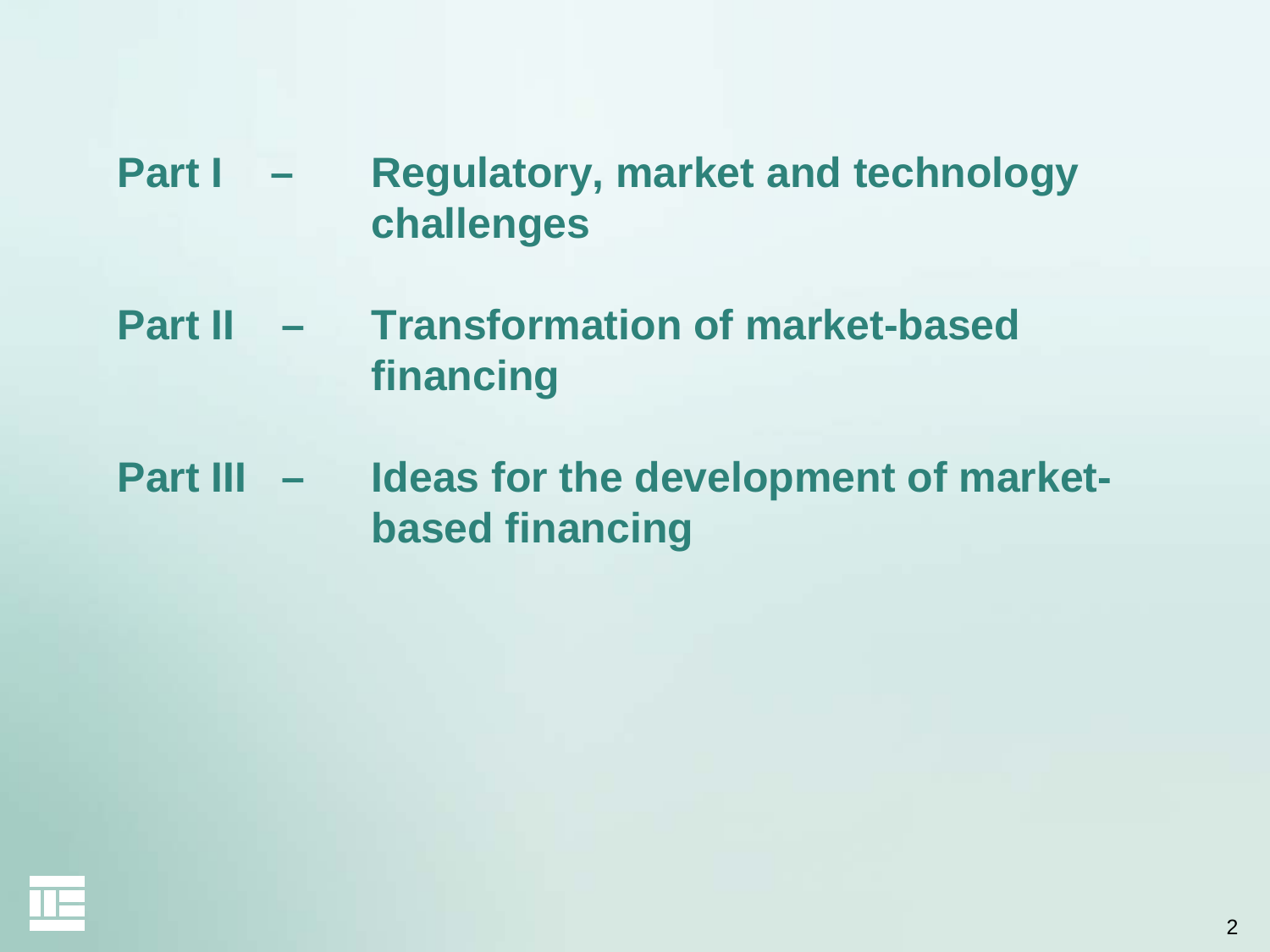**Part I – Regulatory, market and technology challenges**

**Part II – Transformation of market-based financing**

**Part III – Ideas for the development of market-based financing**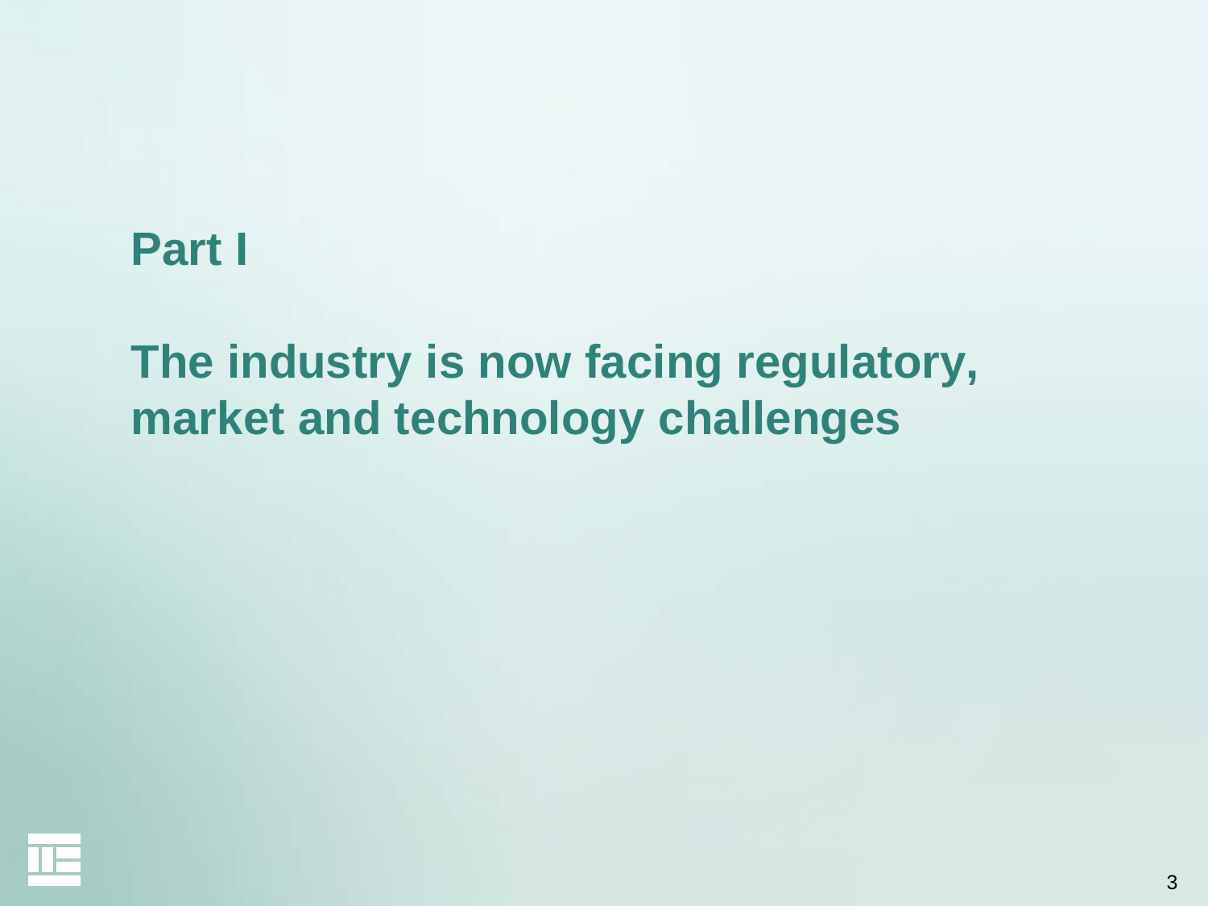# Part I

## The industry is now facing regulatory, market and technology challenges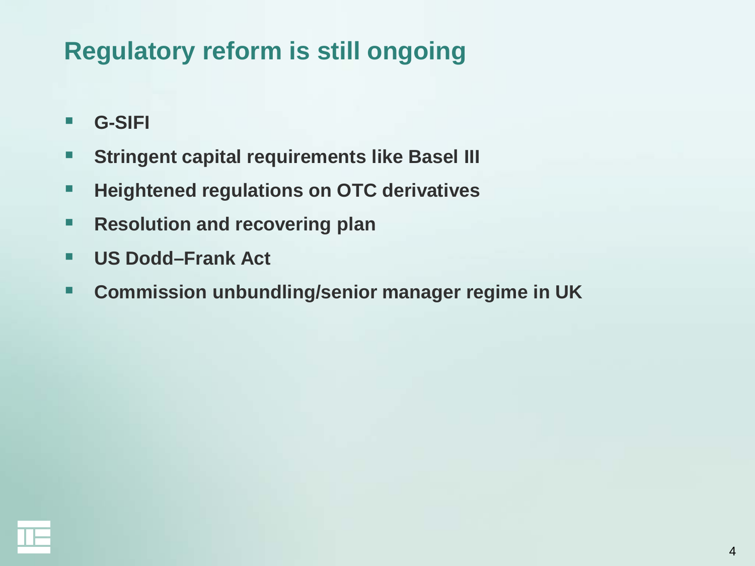# Regulatory reform is still ongoing

- **G-SIFI**
- **Stringent capital requirements like Basel III**
- **Heightened regulations on OTC derivatives**
- **Resolution and recovering plan**
- **US Dodd–Frank Act**
- **Commission unbundling/senior manager regime in UK**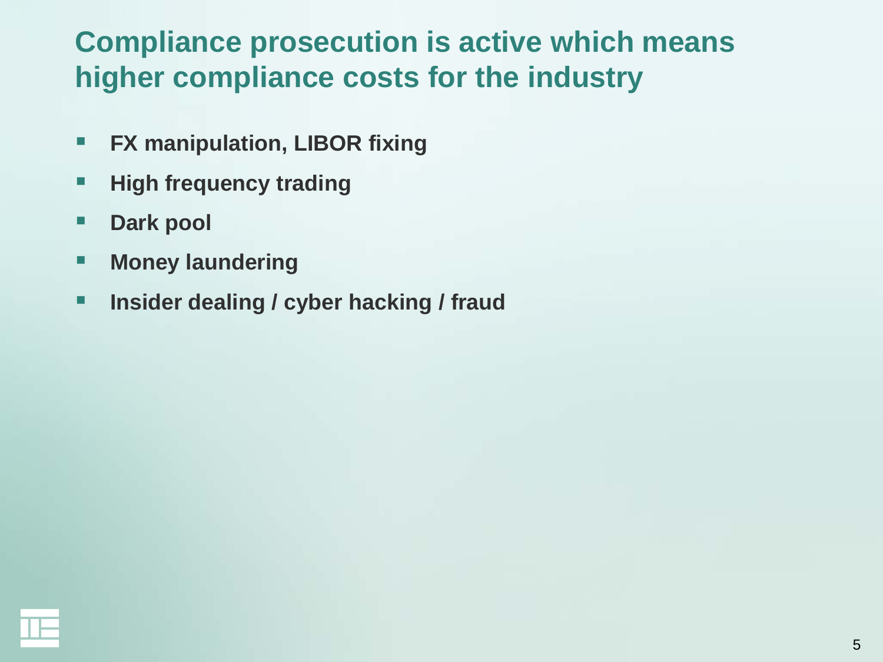## Compliance prosecution is active which means higher compliance costs for the industry

- **FX manipulation, LIBOR fixing**
- **High frequency trading**
- **Dark pool**
- **Money laundering**
- **Insider dealing / cyber hacking / fraud**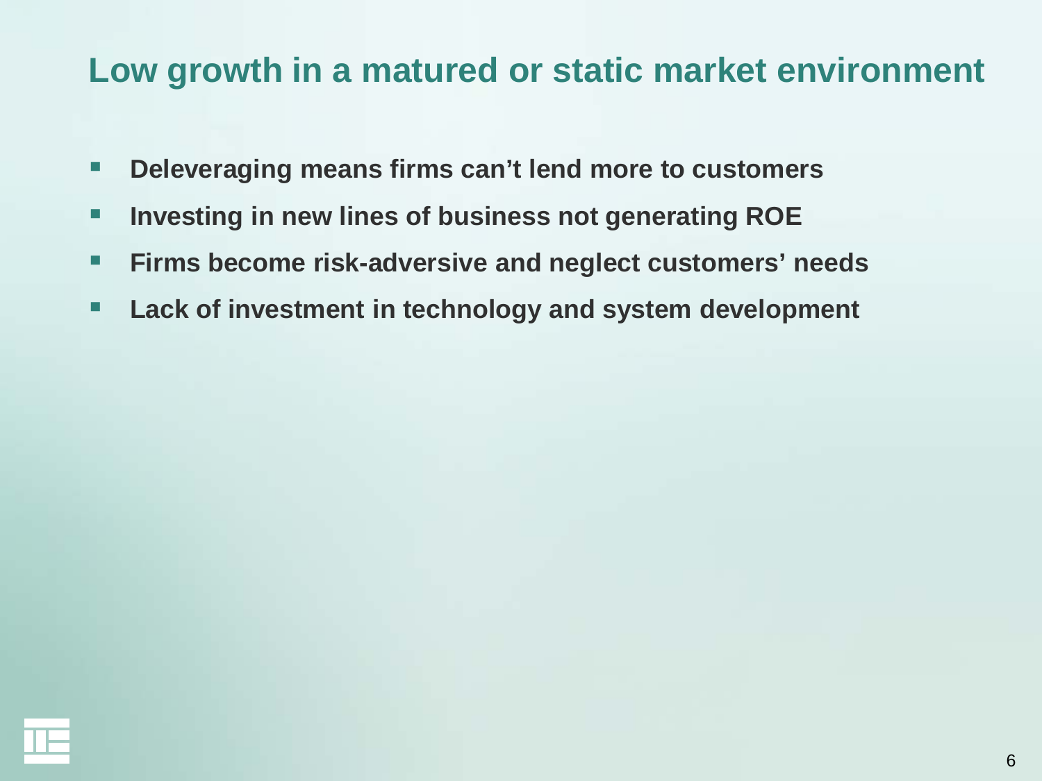## Low growth in a matured or static market environment

- **Deleveraging means firms can't lend more to customers**
- **Investing in new lines of business not generating ROE**
- **Firms become risk-adversive and neglect customers' needs**
- **Lack of investment in technology and system development**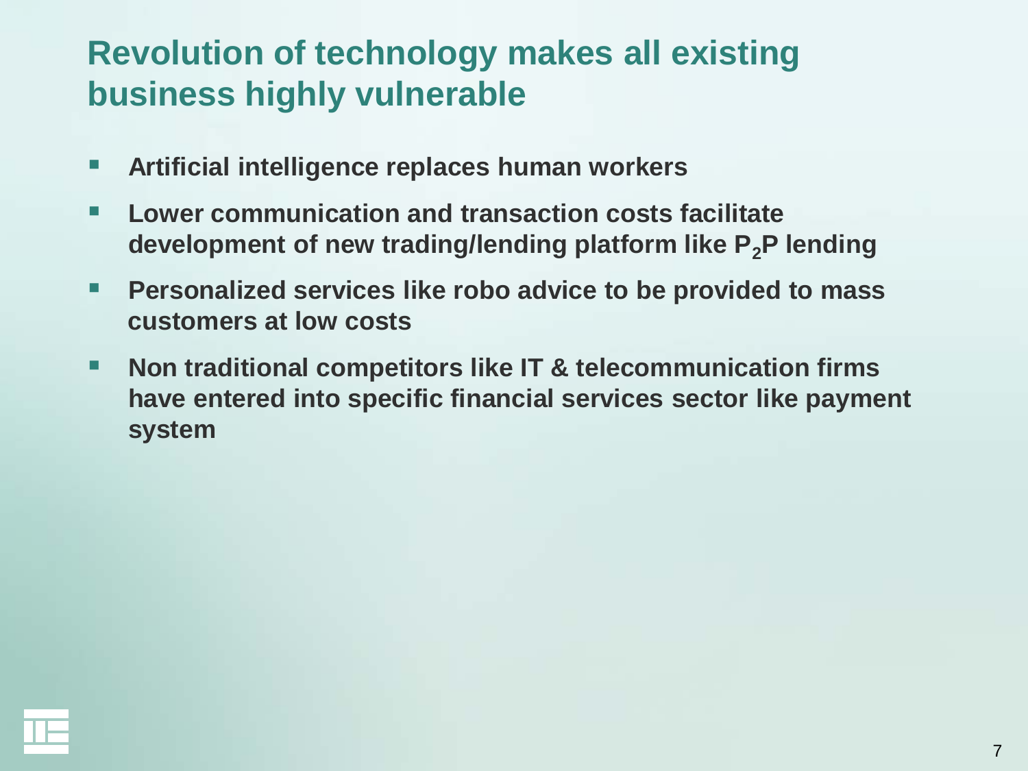# Revolution of technology makes all existing business highly vulnerable

- **Artificial intelligence replaces human workers**
- **Lower communication and transaction costs facilitate development of new trading/lending platform like $P_2P$ lending**
- **Personalized services like robo advice to be provided to mass customers at low costs**
- **Non traditional competitors like IT & telecommunication firms have entered into specific financial services sector like payment system**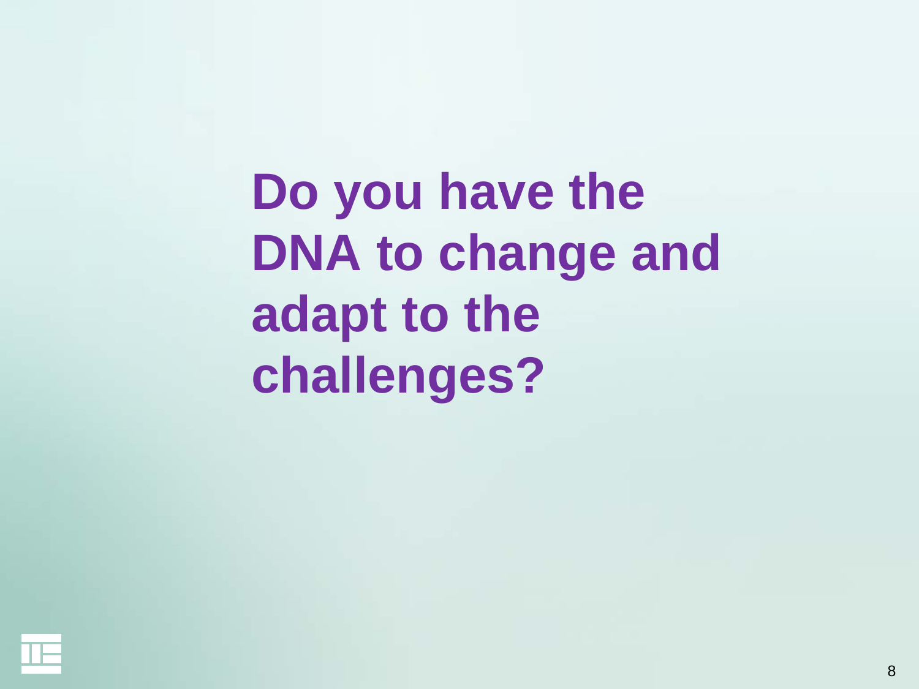**Do you have the DNA to change and adapt to the challenges?**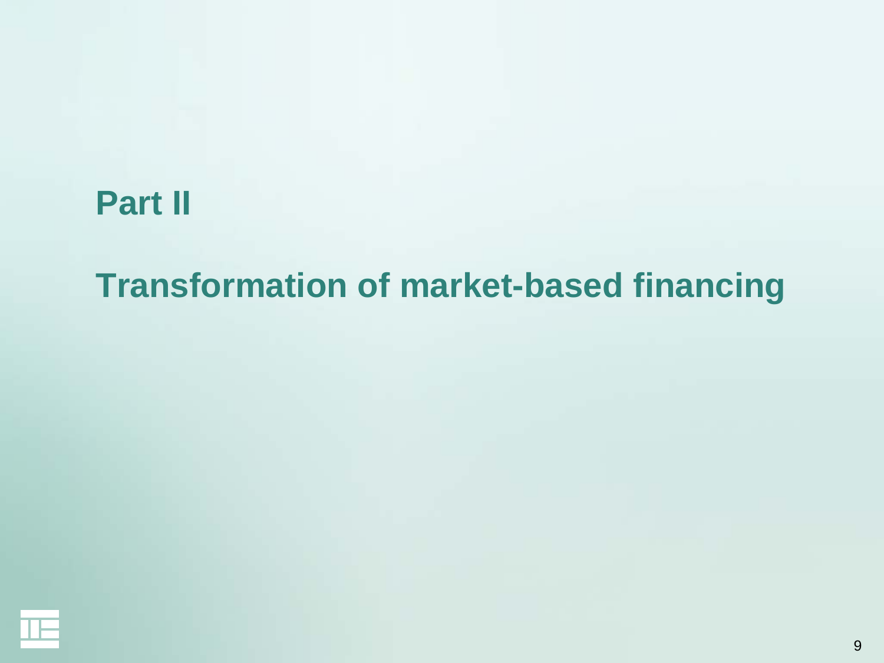# Part II

# Transformation of market-based financing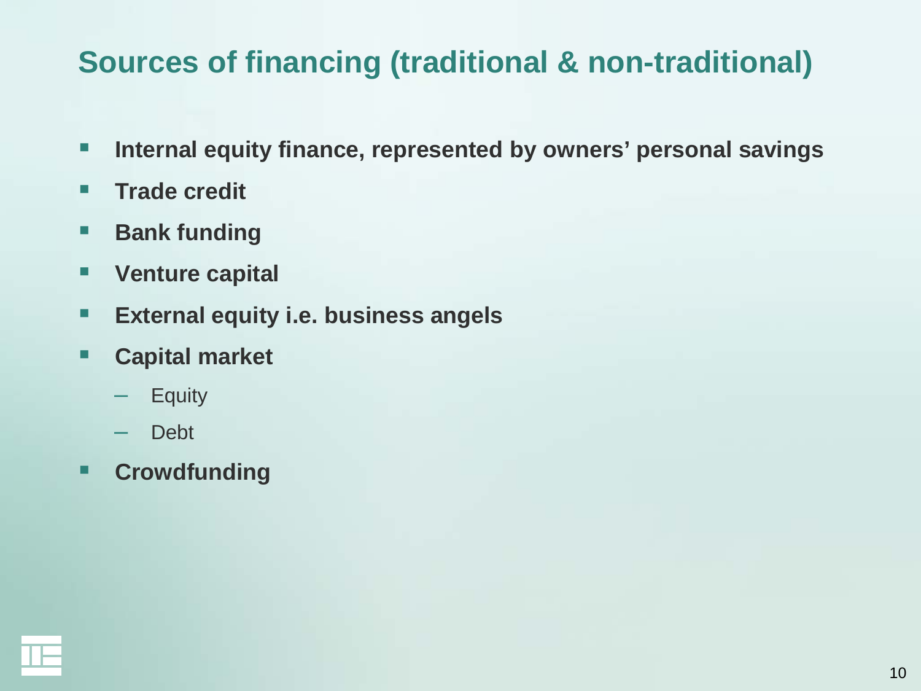# Sources of financing (traditional & non-traditional)

- **Internal equity finance, represented by owners' personal savings**
- **Trade credit**
- **Bank funding**
- **Venture capital**
- **External equity i.e. business angels**
- **Capital market**
  - Equity
  - Debt
- **Crowdfunding**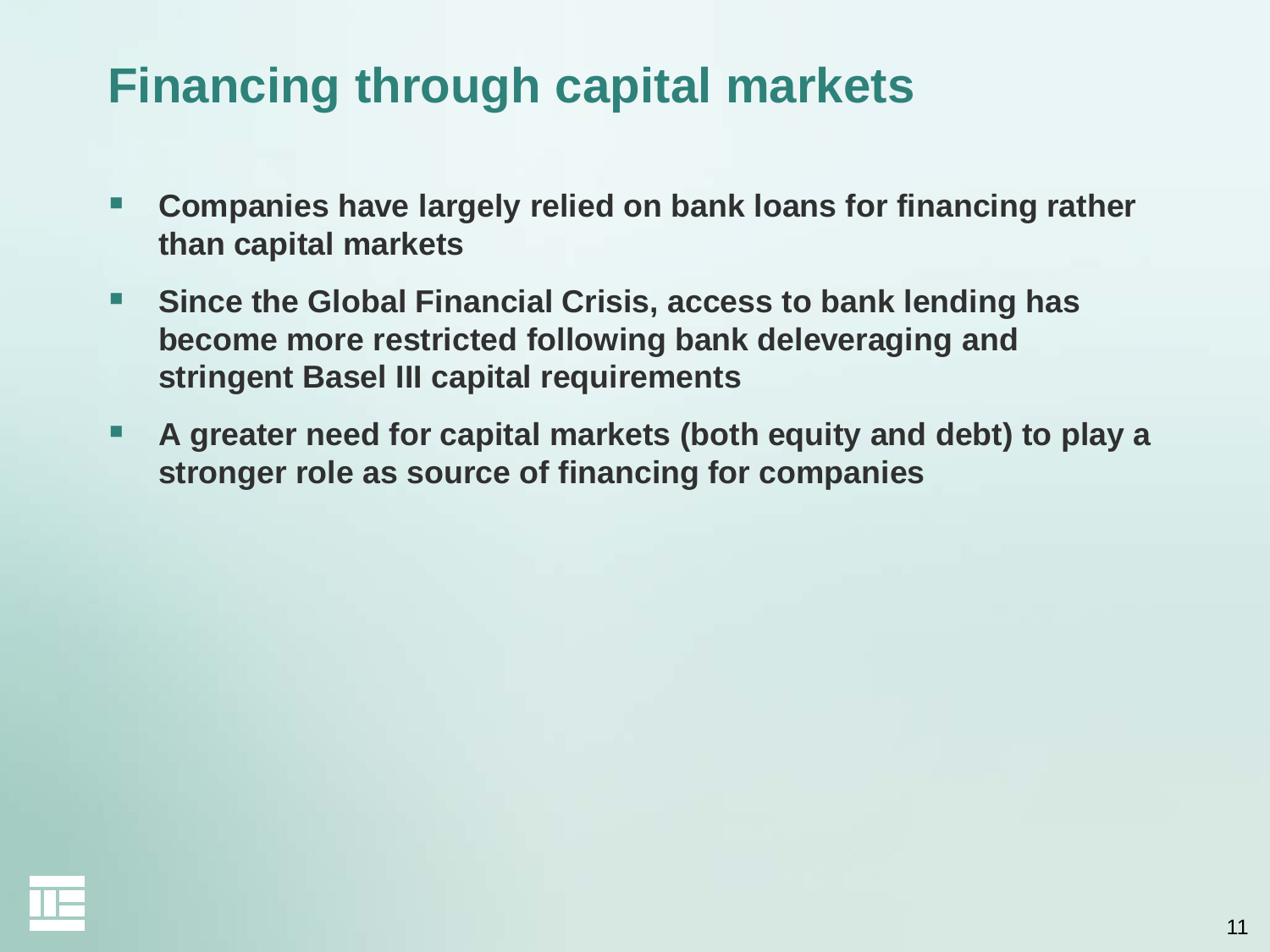# Financing through capital markets

- **Companies have largely relied on bank loans for financing rather than capital markets**
- **Since the Global Financial Crisis, access to bank lending has become more restricted following bank deleveraging and stringent Basel III capital requirements**
- **A greater need for capital markets (both equity and debt) to play a stronger role as source of financing for companies**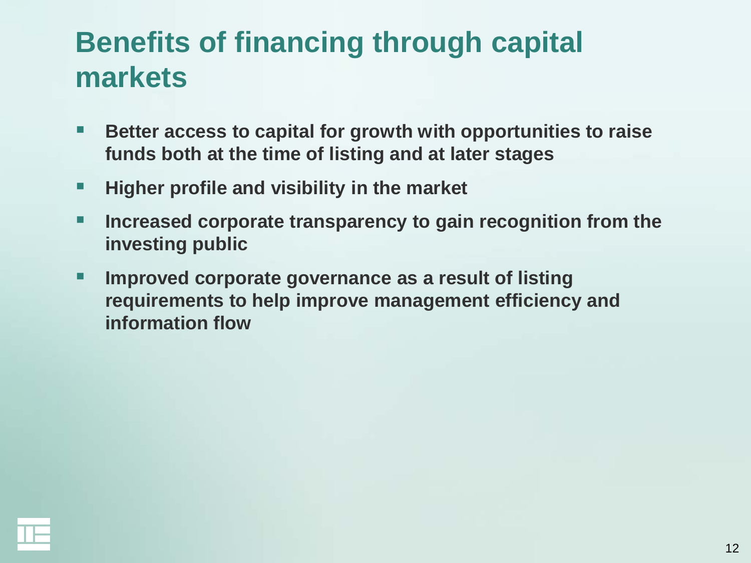# Benefits of financing through capital markets

- **Better access to capital for growth with opportunities to raise funds both at the time of listing and at later stages**
- **Higher profile and visibility in the market**
- **Increased corporate transparency to gain recognition from the investing public**
- **Improved corporate governance as a result of listing requirements to help improve management efficiency and information flow**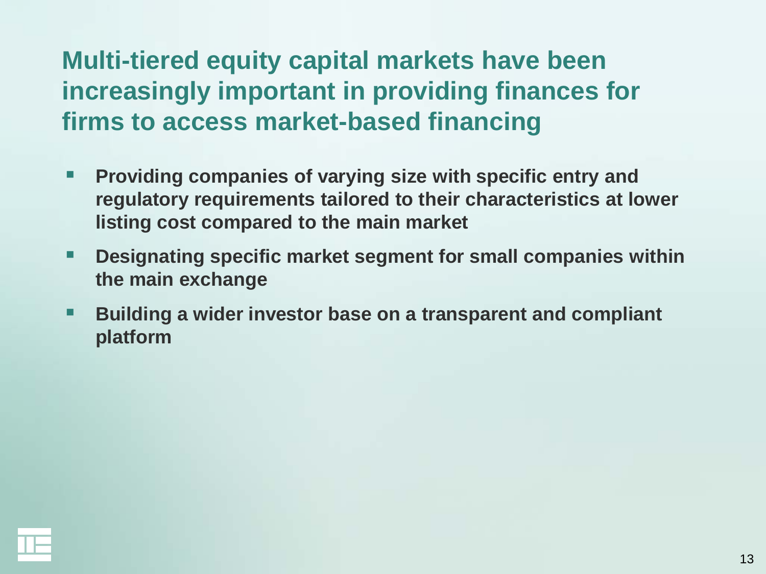# Multi-tiered equity capital markets have been increasingly important in providing finances for firms to access market-based financing

- **Providing companies of varying size with specific entry and regulatory requirements tailored to their characteristics at lower listing cost compared to the main market**
- **Designating specific market segment for small companies within the main exchange**
- **Building a wider investor base on a transparent and compliant platform**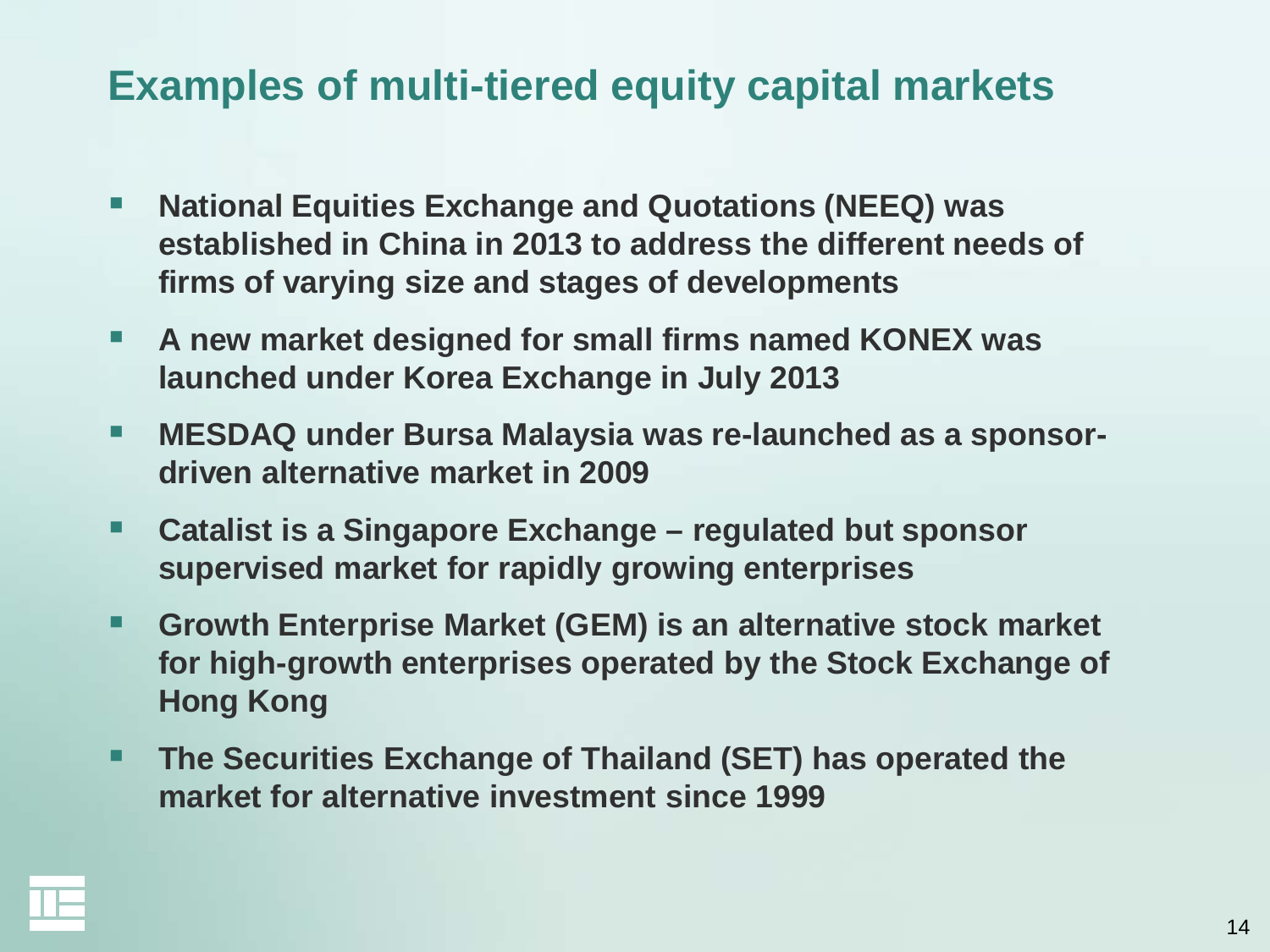# Examples of multi-tiered equity capital markets

- **National Equities Exchange and Quotations (NEEQ) was established in China in 2013 to address the different needs of firms of varying size and stages of developments**
- **A new market designed for small firms named KONEX was launched under Korea Exchange in July 2013**
- **MESDAQ under Bursa Malaysia was re-launched as a sponsor-driven alternative market in 2009**
- **Catalist is a Singapore Exchange – regulated but sponsor supervised market for rapidly growing enterprises**
- **Growth Enterprise Market (GEM) is an alternative stock market for high-growth enterprises operated by the Stock Exchange of Hong Kong**
- **The Securities Exchange of Thailand (SET) has operated the market for alternative investment since 1999**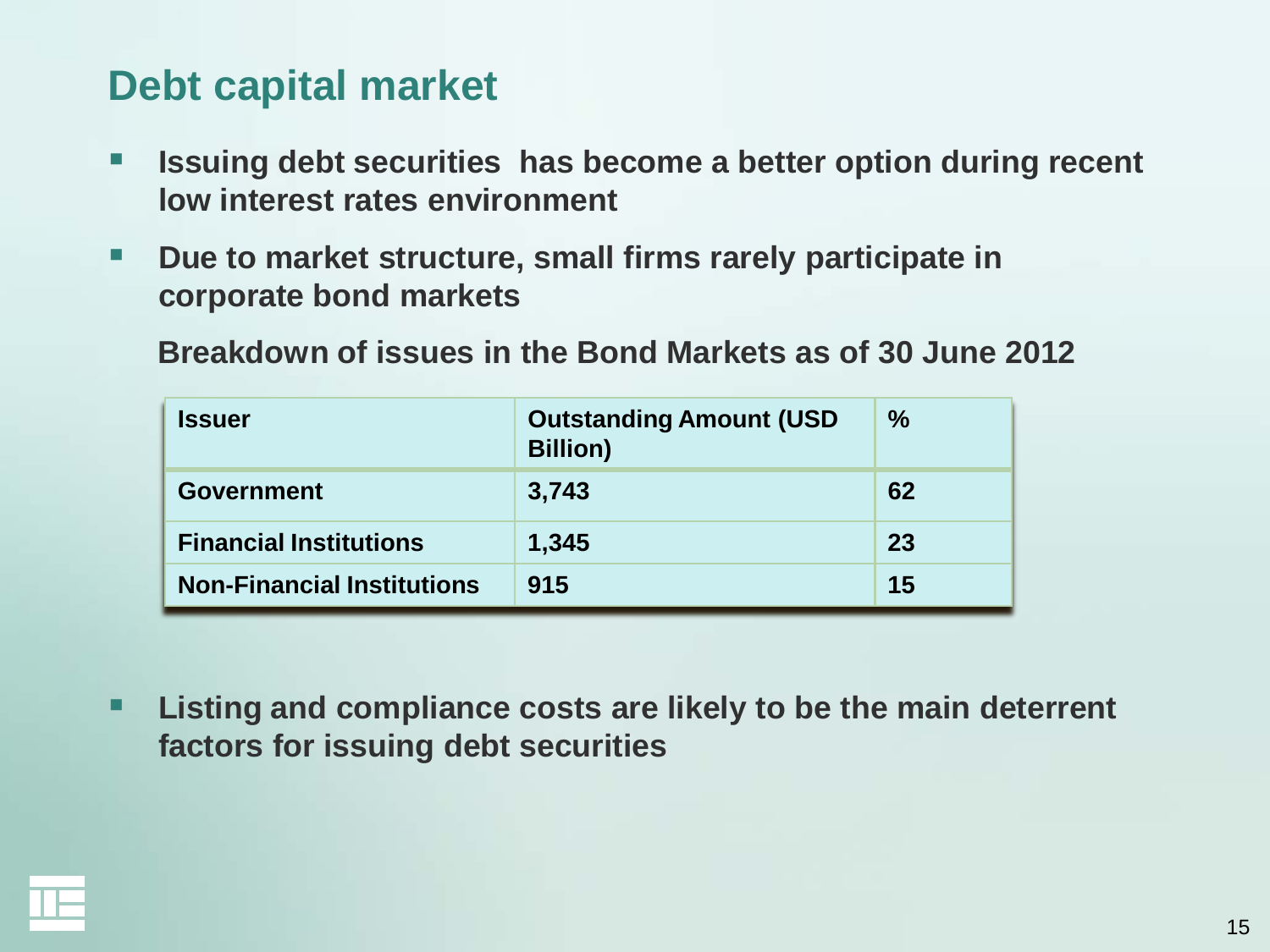# Debt capital market

- **Issuing debt securities has become a better option during recent low interest rates environment**
- **Due to market structure, small firms rarely participate in corporate bond markets**

**Breakdown of issues in the Bond Markets as of 30 June 2012**

| Issuer | Outstanding Amount (USD Billion) | % |
|---|---|---|
| Government | 3,743 | 62 |
| Financial Institutions | 1,345 | 23 |
| Non-Financial Institutions | 915 | 15 |

- **Listing and compliance costs are likely to be the main deterrent factors for issuing debt securities**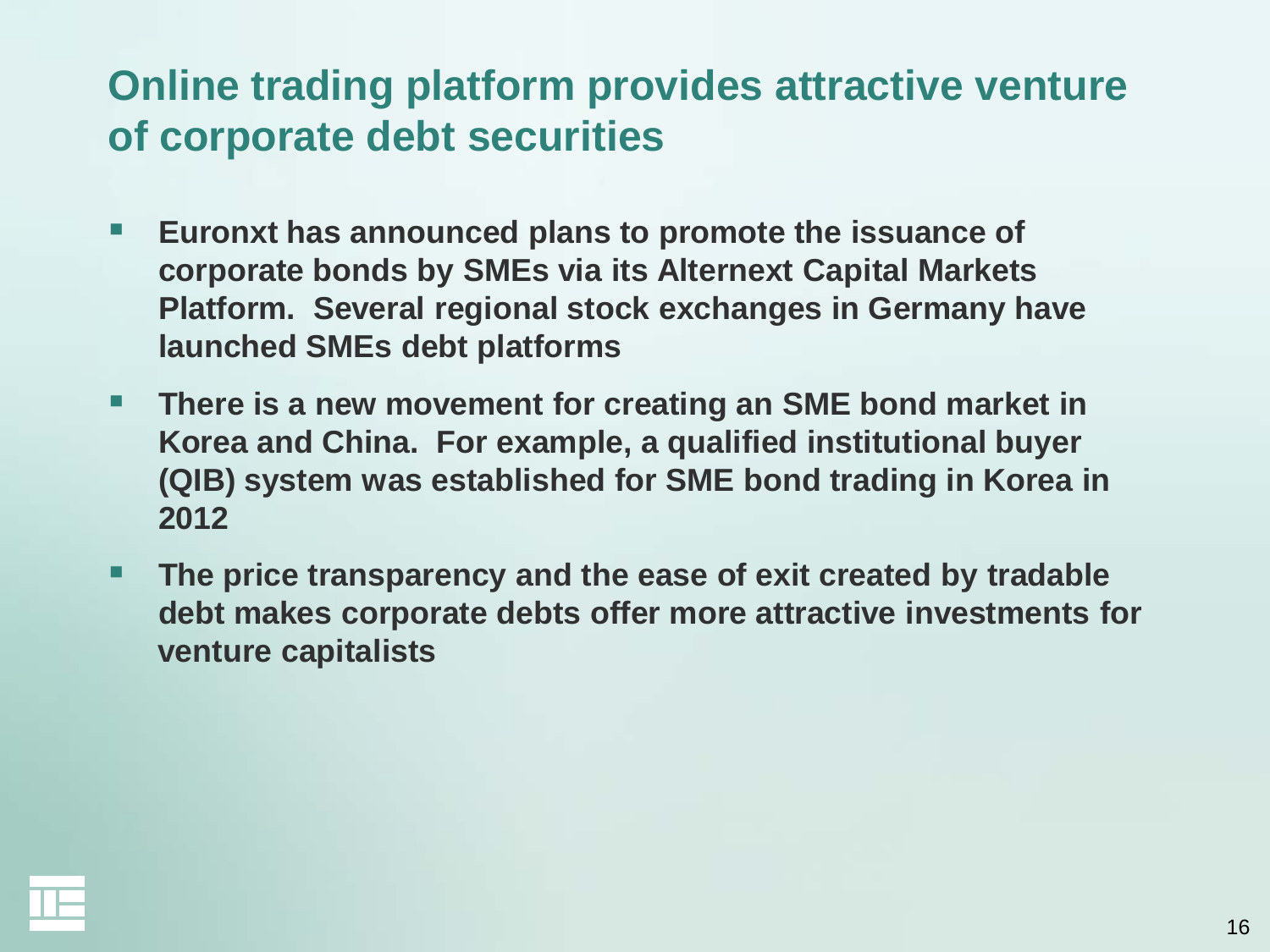# Online trading platform provides attractive venture of corporate debt securities

- **Euronxt has announced plans to promote the issuance of corporate bonds by SMEs via its Alternext Capital Markets Platform. Several regional stock exchanges in Germany have launched SMEs debt platforms**
- **There is a new movement for creating an SME bond market in Korea and China. For example, a qualified institutional buyer (QIB) system was established for SME bond trading in Korea in 2012**
- **The price transparency and the ease of exit created by tradable debt makes corporate debts offer more attractive investments for venture capitalists**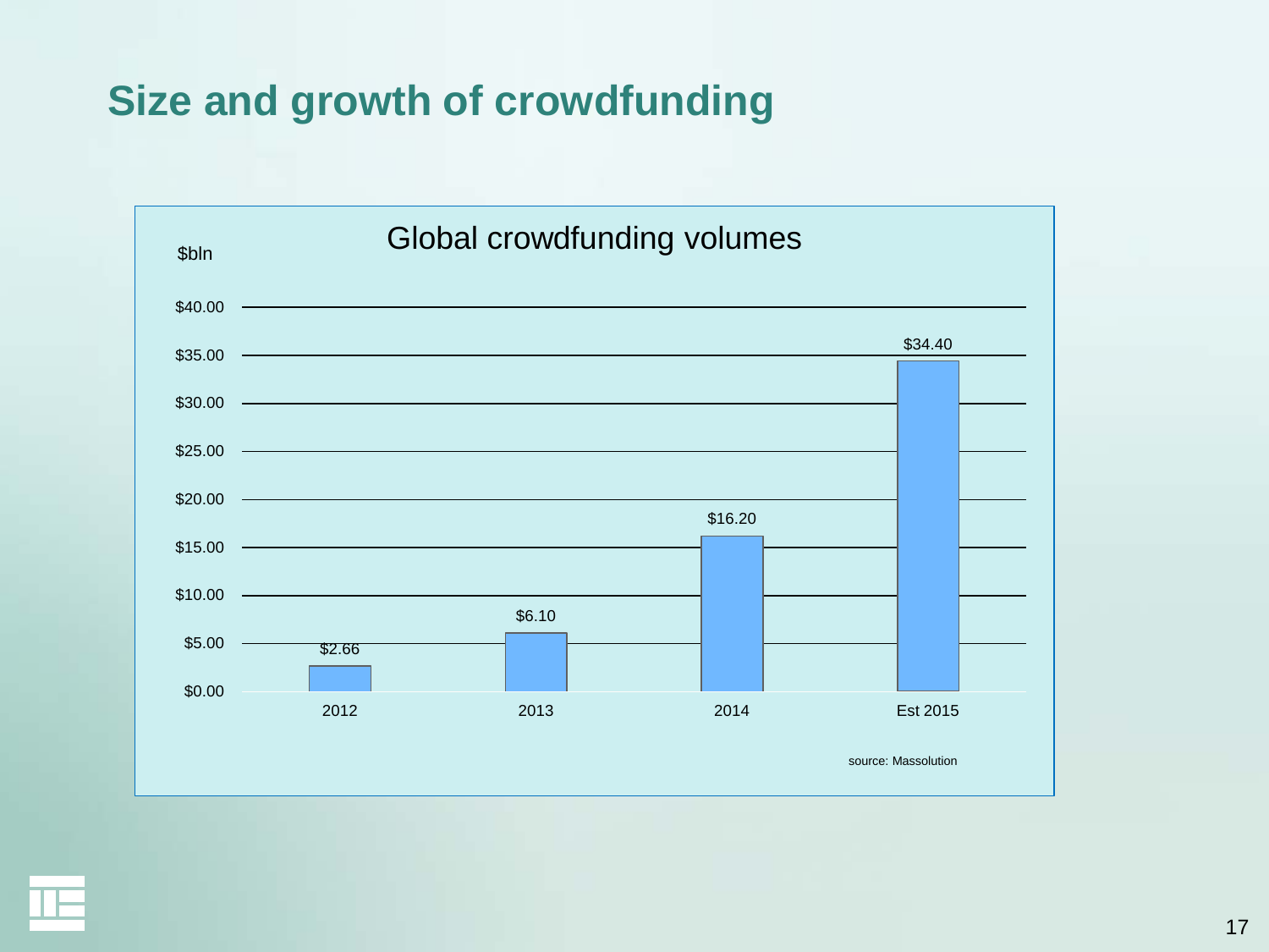# Size and growth of crowdfunding

**Global crowdfunding volumes**

$bln

| Year | Volume |
| --- | --- |
| 2012 | $2.66 |
| 2013 | $6.10 |
| 2014 | $16.20 |
| Est 2015 | $34.40 |

source: Massolution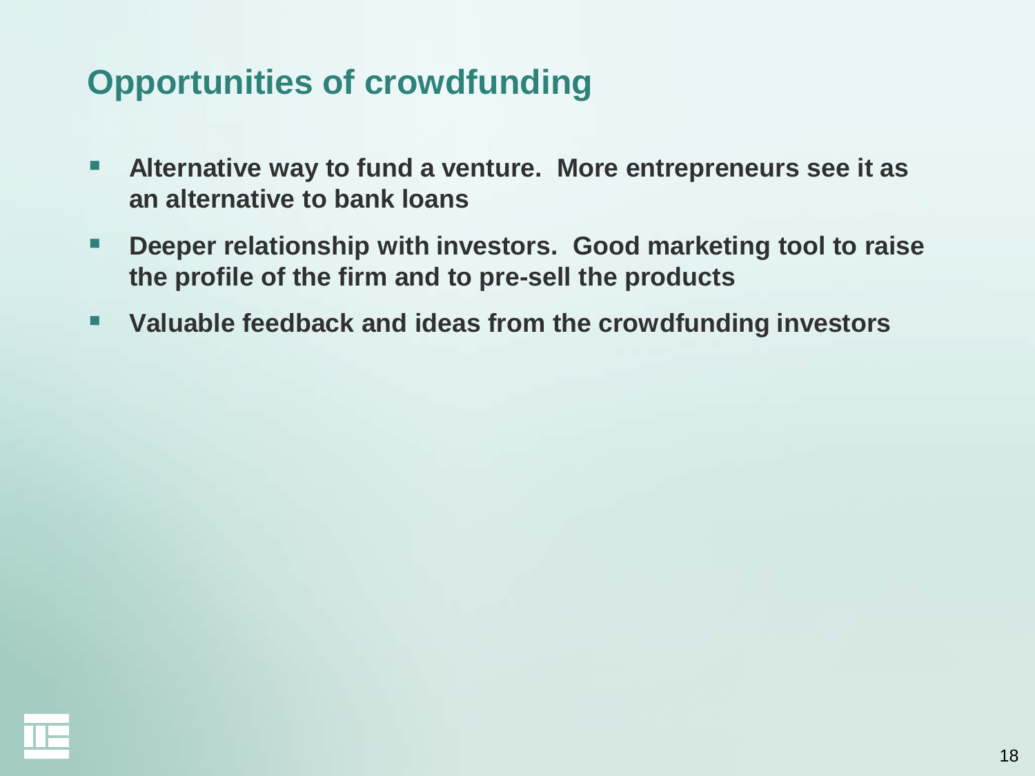## Opportunities of crowdfunding

- **Alternative way to fund a venture.  More entrepreneurs see it as an alternative to bank loans**
- **Deeper relationship with investors.  Good marketing tool to raise the profile of the firm and to pre-sell the products**
- **Valuable feedback and ideas from the crowdfunding investors**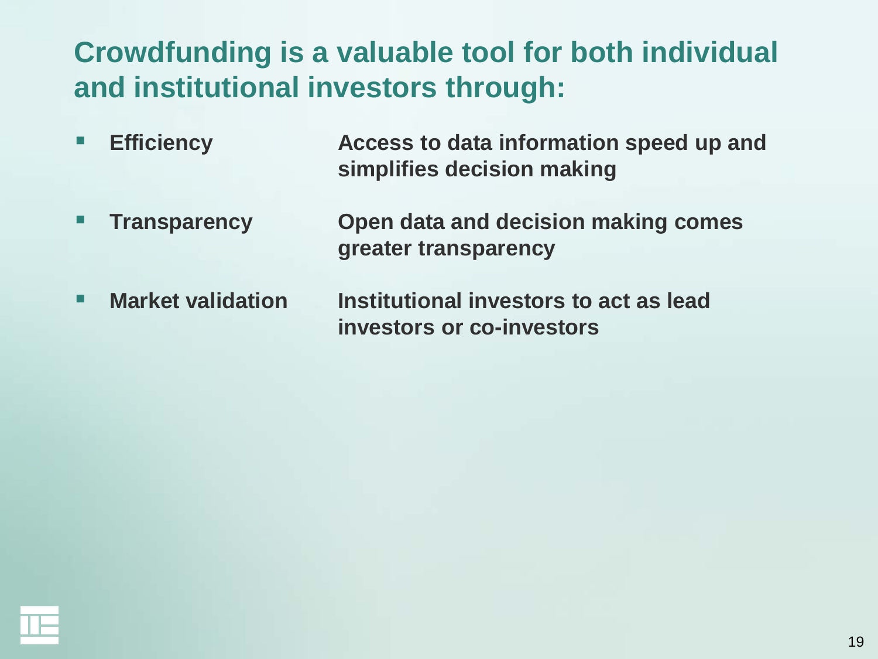# Crowdfunding is a valuable tool for both individual and institutional investors through:

- **Efficiency** — **Access to data information speed up and simplifies decision making**
- **Transparency** — **Open data and decision making comes greater transparency**
- **Market validation** — **Institutional investors to act as lead investors or co-investors**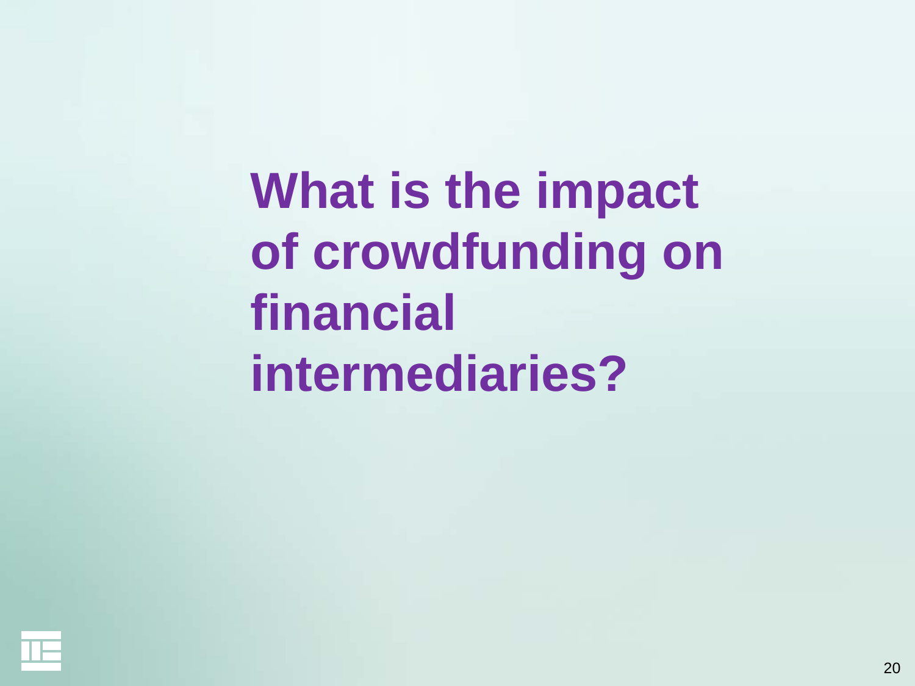# What is the impact of crowdfunding on financial intermediaries?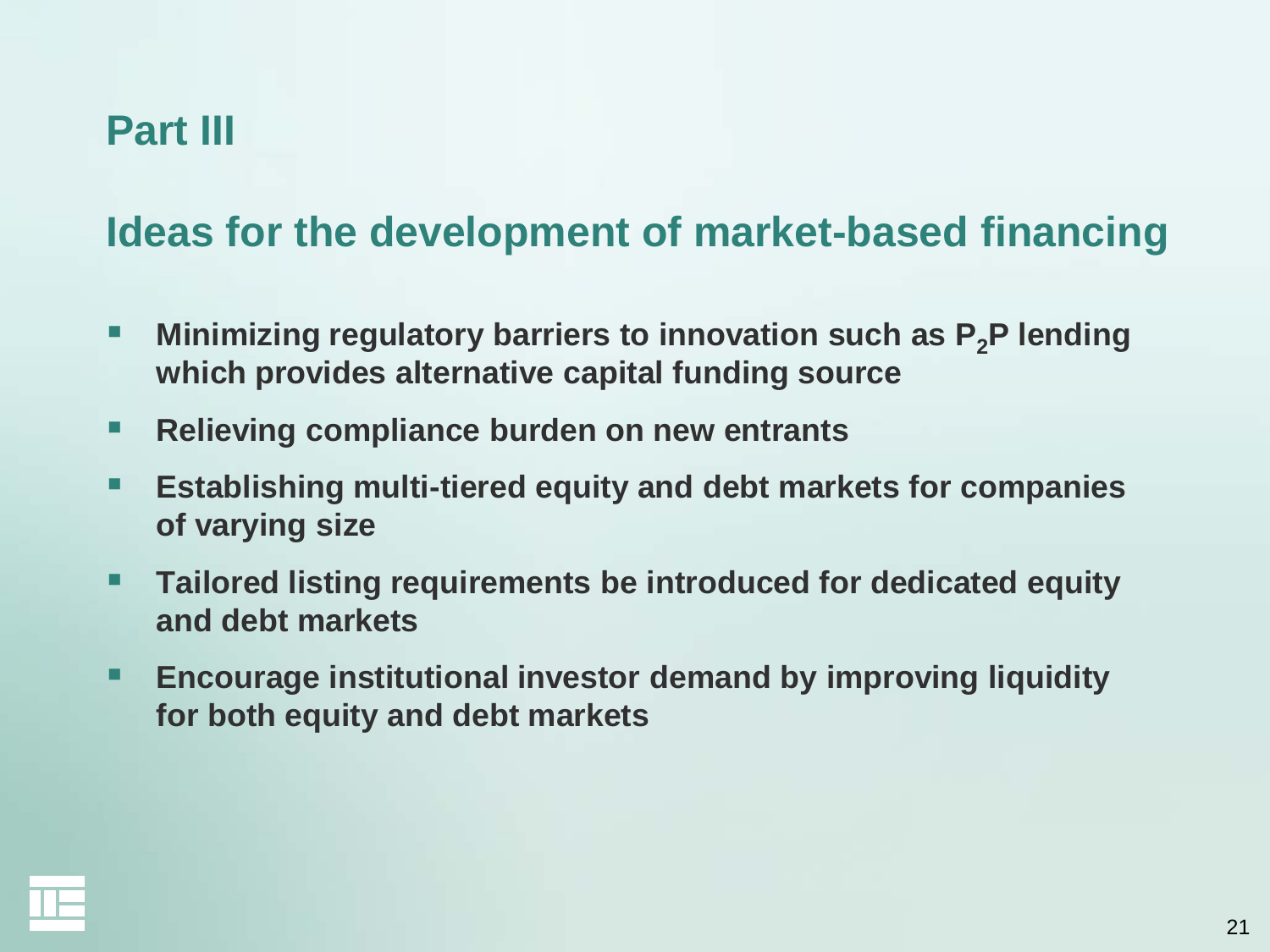# Part III

## Ideas for the development of market-based financing

- **Minimizing regulatory barriers to innovation such as $P_2P$ lending which provides alternative capital funding source**
- **Relieving compliance burden on new entrants**
- **Establishing multi-tiered equity and debt markets for companies of varying size**
- **Tailored listing requirements be introduced for dedicated equity and debt markets**
- **Encourage institutional investor demand by improving liquidity for both equity and debt markets**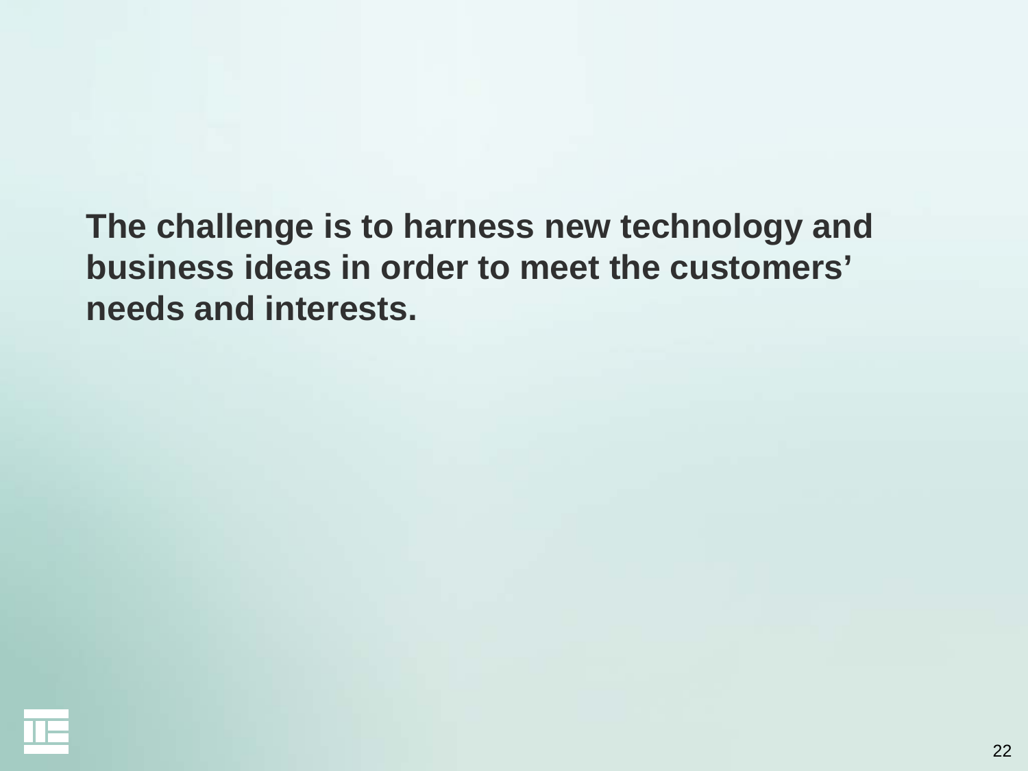**The challenge is to harness new technology and business ideas in order to meet the customers' needs and interests.**